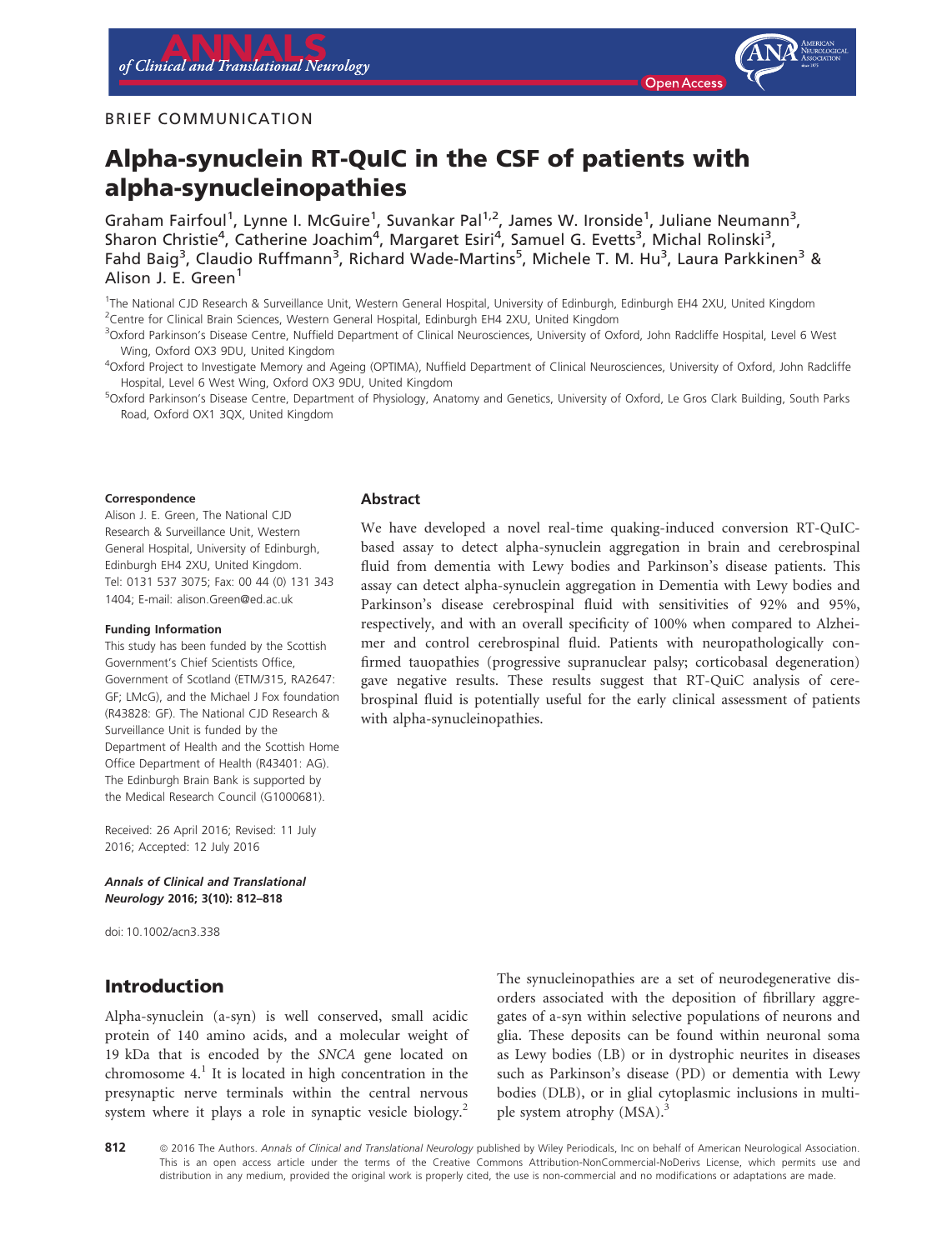BRIEF COMMUNICATION

# Alpha-synuclein RT-QuIC in the CSF of patients with alpha-synucleinopathies

Graham Fairfoul[1], Lynne I. McGuire[1], Suvankar Pal[1,2], James W. Ironside[1], Juliane Neumann[3], Sharon Christie[4], Catherine Joachim[4], Margaret Esiri[4], Samuel G. Evetts[3], Michal Rolinski[3], Fahd Baig[3], Claudio Ruffmann[3], Richard Wade-Martins[5], Michele T. M. Hu[3], Laura Parkkinen[3] & Alison J. E. Green[1]

[1]The National CJD Research & Surveillance Unit, Western General Hospital, University of Edinburgh, Edinburgh EH4 2XU, United Kingdom
[2]Centre for Clinical Brain Sciences, Western General Hospital, Edinburgh EH4 2XU, United Kingdom.
[3]Oxford Parkinson's Disease Centre, Nuffield Department of Clinical Neurosciences, University of Oxford, John Radcliffe Hospital, Level 6 West Wing, Oxford OX3 9DU, United Kingdom
[4]Oxford Project to Investigate Memory and Ageing (OPTIMA), Nuffield Department of Clinical Neurosciences, University of Oxford, John Radcliffe Hospital, Level 6 West Wing, Oxford OX3 9DU, United Kingdom
[5]Oxford Parkinson's Disease Centre, Department of Physiology, Anatomy and Genetics, University of Oxford, Le Gros Clark Building, South Parks Road, Oxford OX1 3QX, United Kingdom

**Correspondence**
Alison J. E. Green, The National CJD Research & Surveillance Unit, Western General Hospital, University of Edinburgh, Edinburgh EH4 2XU, United Kingdom. Tel: 0131 537 3075; Fax: 00 44 (0) 131 343 1404; E-mail: alison.Green@ed.ac.uk

**Funding Information**
This study has been funded by the Scottish Government's Chief Scientists Office, Government of Scotland (ETM/315, RA2647: GF; LMcG), and the Michael J Fox foundation (R43828: GF). The National CJD Research & Surveillance Unit is funded by the Department of Health and the Scottish Home Office Department of Health (R43401: AG). The Edinburgh Brain Bank is supported by the Medical Research Council (G1000681).

Received: 26 April 2016; Revised: 11 July 2016; Accepted: 12 July 2016

doi: 10.1002/acn3.338

### Abstract

We have developed a novel real-time quaking-induced conversion RT-QuIC-based assay to detect alpha-synuclein aggregation in brain and cerebrospinal fluid from dementia with Lewy bodies and Parkinson's disease patients. This assay can detect alpha-synuclein aggregation in Dementia with Lewy bodies and Parkinson's disease cerebrospinal fluid with sensitivities of 92% and 95%, respectively, and with an overall specificity of 100% when compared to Alzheimer and control cerebrospinal fluid. Patients with neuropathologically confirmed tauopathies (progressive supranuclear palsy; corticobasal degeneration) gave negative results. These results suggest that RT-QuiC analysis of cerebrospinal fluid is potentially useful for the early clinical assessment of patients with alpha-synucleinopathies.

## Introduction

Alpha-synuclein (a-syn) is well conserved, small acidic protein of 140 amino acids, and a molecular weight of 19 kDa that is encoded by the *SNCA* gene located on chromosome 4.[1] It is located in high concentration in the presynaptic nerve terminals within the central nervous system where it plays a role in synaptic vesicle biology.[2]

The synucleinopathies are a set of neurodegenerative disorders associated with the deposition of fibrillary aggregates of a-syn within selective populations of neurons and glia. These deposits can be found within neuronal soma as Lewy bodies (LB) or in dystrophic neurites in diseases such as Parkinson's disease (PD) or dementia with Lewy bodies (DLB), or in glial cytoplasmic inclusions in multiple system atrophy (MSA).[3]

© 2016 The Authors. *Annals of Clinical and Translational Neurology* published by Wiley Periodicals, Inc on behalf of American Neurological Association. This is an open access article under the terms of the Creative Commons Attribution-NonCommercial-NoDerivs License, which permits use and distribution in any medium, provided the original work is properly cited, the use is non-commercial and no modifications or adaptations are made.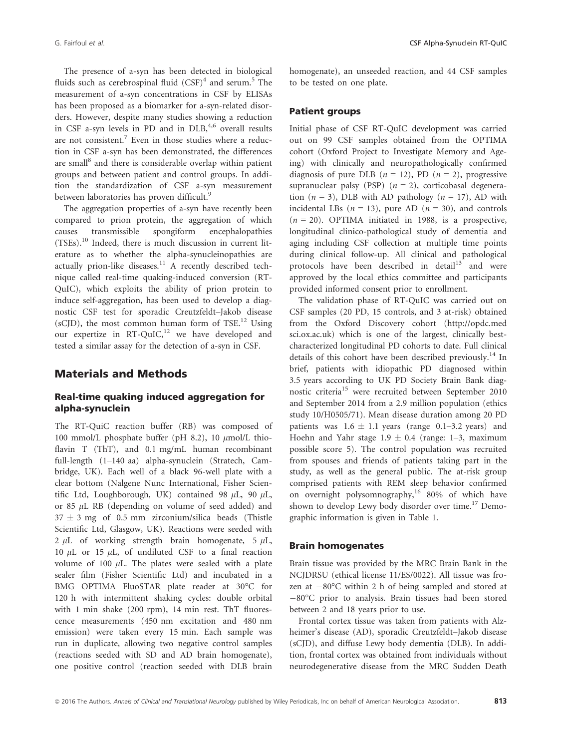The presence of a-syn has been detected in biological fluids such as cerebrospinal fluid (CSF)[4] and serum.[5] The measurement of a-syn concentrations in CSF by ELISAs has been proposed as a biomarker for a-syn-related disorders. However, despite many studies showing a reduction in CSF a-syn levels in PD and in DLB,[4,6] overall results are not consistent.[7] Even in those studies where a reduction in CSF a-syn has been demonstrated, the differences are small[8] and there is considerable overlap within patient groups and between patient and control groups. In addition the standardization of CSF a-syn measurement between laboratories has proven difficult.[9]

The aggregation properties of a-syn have recently been compared to prion protein, the aggregation of which causes transmissible spongiform encephalopathies (TSEs).[10] Indeed, there is much discussion in current literature as to whether the alpha-synucleinopathies are actually prion-like diseases.[11] A recently described technique called real-time quaking-induced conversion (RT-QuIC), which exploits the ability of prion protein to induce self-aggregation, has been used to develop a diagnostic CSF test for sporadic Creutzfeldt–Jakob disease (sCJD), the most common human form of TSE.[12] Using our expertize in RT-QuIC,[12] we have developed and tested a similar assay for the detection of a-syn in CSF.

## Materials and Methods

### Real-time quaking induced aggregation for alpha-synuclein

The RT-QuIC reaction buffer (RB) was composed of 100 mmol/L phosphate buffer (pH 8.2), 10 $\mu$mol/L thioflavin T (ThT), and 0.1 mg/mL human recombinant full-length (1–140 aa) alpha-synuclein (Stratech, Cambridge, UK). Each well of a black 96-well plate with a clear bottom (Nalgene Nunc International, Fisher Scientific Ltd, Loughborough, UK) contained 98 $\mu$L, 90 $\mu$L, or 85 $\mu$L RB (depending on volume of seed added) and $37 \pm 3$ mg of 0.5 mm zirconium/silica beads (Thistle Scientific Ltd, Glasgow, UK). Reactions were seeded with 2 $\mu$L of working strength brain homogenate, 5 $\mu$L, 10 $\mu$L or 15 $\mu$L, of undiluted CSF to a final reaction volume of 100 $\mu$L. The plates were sealed with a plate sealer film (Fisher Scientific Ltd) and incubated in a BMG OPTIMA FluoSTAR plate reader at 30°C for 120 h with intermittent shaking cycles: double orbital with 1 min shake (200 rpm), 14 min rest. ThT fluorescence measurements (450 nm excitation and 480 nm emission) were taken every 15 min. Each sample was run in duplicate, allowing two negative control samples (reactions seeded with SD and AD brain homogenate), one positive control (reaction seeded with DLB brain homogenate), an unseeded reaction, and 44 CSF samples to be tested on one plate.

### Patient groups

Initial phase of CSF RT-QuIC development was carried out on 99 CSF samples obtained from the OPTIMA cohort (Oxford Project to Investigate Memory and Ageing) with clinically and neuropathologically confirmed diagnosis of pure DLB ($n = 12$), PD ($n = 2$), progressive supranuclear palsy (PSP) ($n = 2$), corticobasal degeneration ($n = 3$), DLB with AD pathology ($n = 17$), AD with incidental LBs ($n = 13$), pure AD ($n = 30$), and controls ($n = 20$). OPTIMA initiated in 1988, is a prospective, longitudinal clinico-pathological study of dementia and aging including CSF collection at multiple time points during clinical follow-up. All clinical and pathological protocols have been described in detail[13] and were approved by the local ethics committee and participants provided informed consent prior to enrollment.

The validation phase of RT-QuIC was carried out on CSF samples (20 PD, 15 controls, and 3 at-risk) obtained from the Oxford Discovery cohort (http://opdc.medsci.ox.ac.uk) which is one of the largest, clinically best-characterized longitudinal PD cohorts to date. Full clinical details of this cohort have been described previously.[14] In brief, patients with idiopathic PD diagnosed within 3.5 years according to UK PD Society Brain Bank diagnostic criteria[15] were recruited between September 2010 and September 2014 from a 2.9 million population (ethics study 10/H0505/71). Mean disease duration among 20 PD patients was $1.6 \pm 1.1$ years (range 0.1–3.2 years) and Hoehn and Yahr stage $1.9 \pm 0.4$ (range: 1–3, maximum possible score 5). The control population was recruited from spouses and friends of patients taking part in the study, as well as the general public. The at-risk group comprised patients with REM sleep behavior confirmed on overnight polysomnography,[16] 80% of which have shown to develop Lewy body disorder over time.[17] Demographic information is given in Table 1.

### Brain homogenates

Brain tissue was provided by the MRC Brain Bank in the NCJDRSU (ethical license 11/ES/0022). All tissue was frozen at −80°C within 2 h of being sampled and stored at −80°C prior to analysis. Brain tissues had been stored between 2 and 18 years prior to use.

Frontal cortex tissue was taken from patients with Alzheimer's disease (AD), sporadic Creutzfeldt–Jakob disease (sCJD), and diffuse Lewy body dementia (DLB). In addition, frontal cortex was obtained from individuals without neurodegenerative disease from the MRC Sudden Death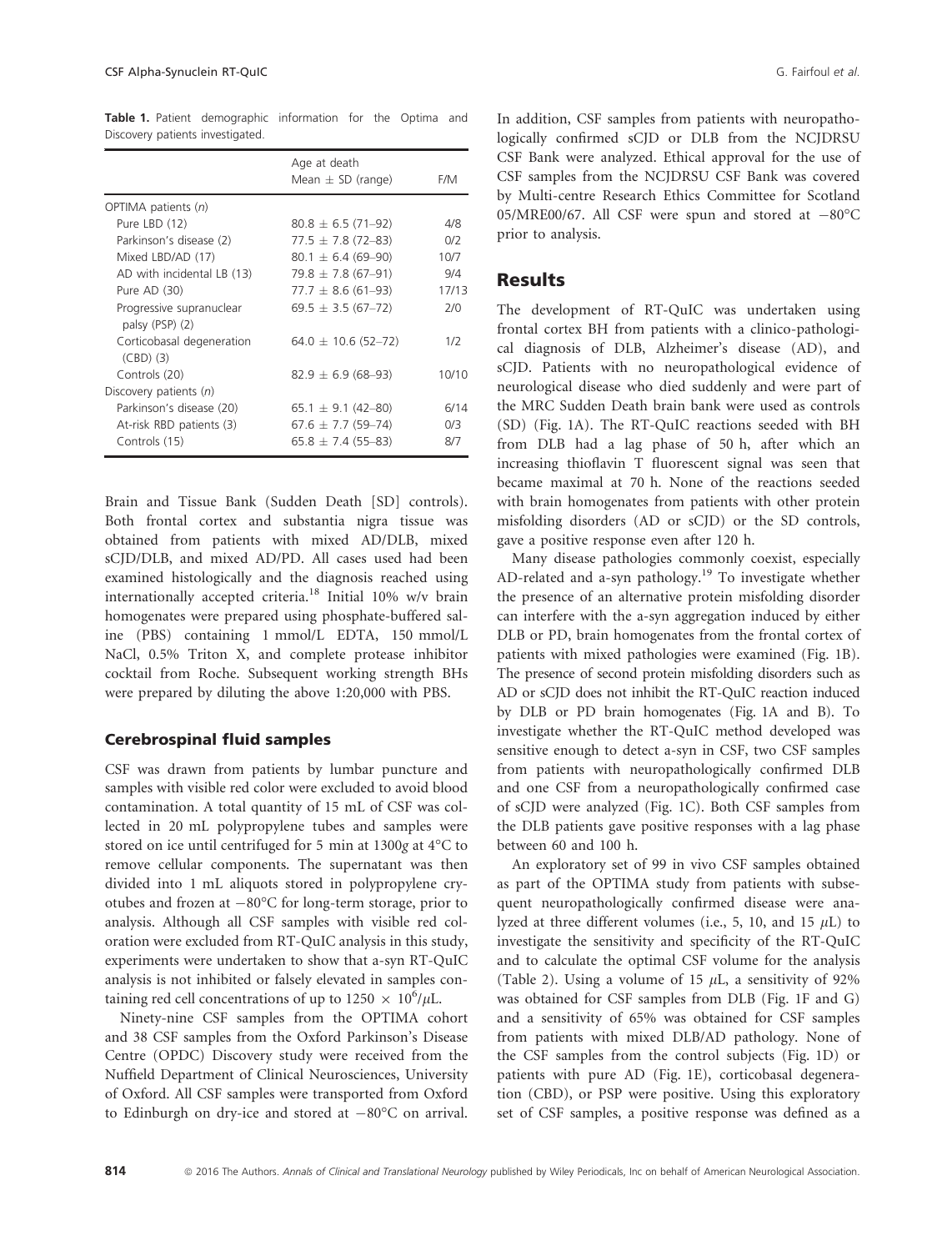**Table 1.** Patient demographic information for the Optima and Discovery patients investigated.

| | Age at death Mean ± SD (range) | F/M |
|---|---|---|
| OPTIMA patients (*n*) | | |
| Pure LBD (12) | 80.8 ± 6.5 (71–92) | 4/8 |
| Parkinson's disease (2) | 77.5 ± 7.8 (72–83) | 0/2 |
| Mixed LBD/AD (17) | 80.1 ± 6.4 (69–90) | 10/7 |
| AD with incidental LB (13) | 79.8 ± 7.8 (67–91) | 9/4 |
| Pure AD (30) | 77.7 ± 8.6 (61–93) | 17/13 |
| Progressive supranuclear palsy (PSP) (2) | 69.5 ± 3.5 (67–72) | 2/0 |
| Corticobasal degeneration (CBD) (3) | 64.0 ± 10.6 (52–72) | 1/2 |
| Controls (20) | 82.9 ± 6.9 (68–93) | 10/10 |
| Discovery patients (*n*) | | |
| Parkinson's disease (20) | 65.1 ± 9.1 (42–80) | 6/14 |
| At-risk RBD patients (3) | 67.6 ± 7.7 (59–74) | 0/3 |
| Controls (15) | 65.8 ± 7.4 (55–83) | 8/7 |

Brain and Tissue Bank (Sudden Death [SD] controls). Both frontal cortex and substantia nigra tissue was obtained from patients with mixed AD/DLB, mixed sCJD/DLB, and mixed AD/PD. All cases used had been examined histologically and the diagnosis reached using internationally accepted criteria.[18] Initial 10% w/v brain homogenates were prepared using phosphate-buffered saline (PBS) containing 1 mmol/L EDTA, 150 mmol/L NaCl, 0.5% Triton X, and complete protease inhibitor cocktail from Roche. Subsequent working strength BHs were prepared by diluting the above 1:20,000 with PBS.

### Cerebrospinal fluid samples

CSF was drawn from patients by lumbar puncture and samples with visible red color were excluded to avoid blood contamination. A total quantity of 15 mL of CSF was collected in 20 mL polypropylene tubes and samples were stored on ice until centrifuged for 5 min at 1300*g* at 4°C to remove cellular components. The supernatant was then divided into 1 mL aliquots stored in polypropylene cryotubes and frozen at −80°C for long-term storage, prior to analysis. Although all CSF samples with visible red coloration were excluded from RT-QuIC analysis in this study, experiments were undertaken to show that a-syn RT-QuIC analysis is not inhibited or falsely elevated in samples containing red cell concentrations of up to $1250 \times 10^6/\mu$L.

Ninety-nine CSF samples from the OPTIMA cohort and 38 CSF samples from the Oxford Parkinson's Disease Centre (OPDC) Discovery study were received from the Nuffield Department of Clinical Neurosciences, University of Oxford. All CSF samples were transported from Oxford to Edinburgh on dry-ice and stored at −80°C on arrival. In addition, CSF samples from patients with neuropathologically confirmed sCJD or DLB from the NCJDRSU CSF Bank were analyzed. Ethical approval for the use of CSF samples from the NCJDRSU CSF Bank was covered by Multi-centre Research Ethics Committee for Scotland 05/MRE00/67. All CSF were spun and stored at −80°C prior to analysis.

## Results

The development of RT-QuIC was undertaken using frontal cortex BH from patients with a clinico-pathological diagnosis of DLB, Alzheimer's disease (AD), and sCJD. Patients with no neuropathological evidence of neurological disease who died suddenly and were part of the MRC Sudden Death brain bank were used as controls (SD) (Fig. 1A). The RT-QuIC reactions seeded with BH from DLB had a lag phase of 50 h, after which an increasing thioflavin T fluorescent signal was seen that became maximal at 70 h. None of the reactions seeded with brain homogenates from patients with other protein misfolding disorders (AD or sCJD) or the SD controls, gave a positive response even after 120 h.

Many disease pathologies commonly coexist, especially AD-related and a-syn pathology.[19] To investigate whether the presence of an alternative protein misfolding disorder can interfere with the a-syn aggregation induced by either DLB or PD, brain homogenates from the frontal cortex of patients with mixed pathologies were examined (Fig. 1B). The presence of second protein misfolding disorders such as AD or sCJD does not inhibit the RT-QuIC reaction induced by DLB or PD brain homogenates (Fig. 1A and B). To investigate whether the RT-QuIC method developed was sensitive enough to detect a-syn in CSF, two CSF samples from patients with neuropathologically confirmed DLB and one CSF from a neuropathologically confirmed case of sCJD were analyzed (Fig. 1C). Both CSF samples from the DLB patients gave positive responses with a lag phase between 60 and 100 h.

An exploratory set of 99 in vivo CSF samples obtained as part of the OPTIMA study from patients with subsequent neuropathologically confirmed disease were analyzed at three different volumes (i.e., 5, 10, and 15 $\mu$L) to investigate the sensitivity and specificity of the RT-QuIC and to calculate the optimal CSF volume for the analysis (Table 2). Using a volume of 15 $\mu$L, a sensitivity of 92% was obtained for CSF samples from DLB (Fig. 1F and G) and a sensitivity of 65% was obtained for CSF samples from patients with mixed DLB/AD pathology. None of the CSF samples from the control subjects (Fig. 1D) or patients with pure AD (Fig. 1E), corticobasal degeneration (CBD), or PSP were positive. Using this exploratory set of CSF samples, a positive response was defined as a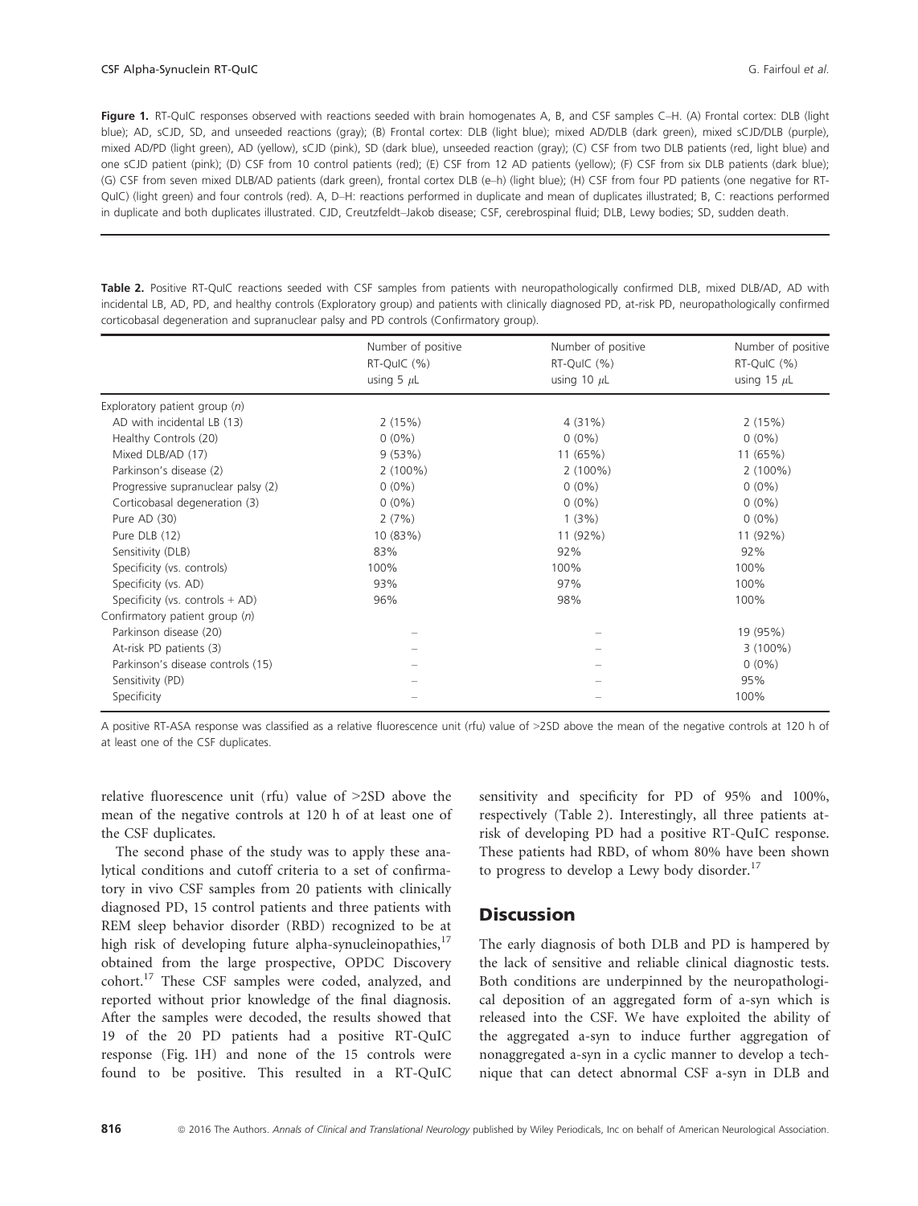**Figure 1.** RT-QuIC responses observed with reactions seeded with brain homogenates A, B, and CSF samples C–H. (A) Frontal cortex: DLB (light blue); AD, sCJD, SD, and unseeded reactions (gray); (B) Frontal cortex: DLB (light blue); mixed AD/DLB (dark green), mixed sCJD/DLB (purple), mixed AD/PD (light green), AD (yellow), sCJD (pink), SD (dark blue), unseeded reaction (gray); (C) CSF from two DLB patients (red, light blue) and one sCJD patient (pink); (D) CSF from 10 control patients (red); (E) CSF from 12 AD patients (yellow); (F) CSF from six DLB patients (dark blue); (G) CSF from seven mixed DLB/AD patients (dark green), frontal cortex DLB (e–h) (light blue); (H) CSF from four PD patients (one negative for RT-QuIC) (light green) and four controls (red). A, D–H: reactions performed in duplicate and mean of duplicates illustrated; B, C: reactions performed in duplicate and both duplicates illustrated. CJD, Creutzfeldt–Jakob disease; CSF, cerebrospinal fluid; DLB, Lewy bodies; SD, sudden death.

**Table 2.** Positive RT-QuIC reactions seeded with CSF samples from patients with neuropathologically confirmed DLB, mixed DLB/AD, AD with incidental LB, AD, PD, and healthy controls (Exploratory group) and patients with clinically diagnosed PD, at-risk PD, neuropathologically confirmed corticobasal degeneration and supranuclear palsy and PD controls (Confirmatory group).

| | Number of positive RT-QuIC (%) using 5 $\mu$L | Number of positive RT-QuIC (%) using 10 $\mu$L | Number of positive RT-QuIC (%) using 15 $\mu$L |
|---|---|---|---|
| Exploratory patient group (*n*) | | | |
| AD with incidental LB (13) | 2 (15%) | 4 (31%) | 2 (15%) |
| Healthy Controls (20) | 0 (0%) | 0 (0%) | 0 (0%) |
| Mixed DLB/AD (17) | 9 (53%) | 11 (65%) | 11 (65%) |
| Parkinson's disease (2) | 2 (100%) | 2 (100%) | 2 (100%) |
| Progressive supranuclear palsy (2) | 0 (0%) | 0 (0%) | 0 (0%) |
| Corticobasal degeneration (3) | 0 (0%) | 0 (0%) | 0 (0%) |
| Pure AD (30) | 2 (7%) | 1 (3%) | 0 (0%) |
| Pure DLB (12) | 10 (83%) | 11 (92%) | 11 (92%) |
| Sensitivity (DLB) | 83% | 92% | 92% |
| Specificity (vs. controls) | 100% | 100% | 100% |
| Specificity (vs. AD) | 93% | 97% | 100% |
| Specificity (vs. controls + AD) | 96% | 98% | 100% |
| Confirmatory patient group (*n*) | | | |
| Parkinson disease (20) | – | – | 19 (95%) |
| At-risk PD patients (3) | – | – | 3 (100%) |
| Parkinson's disease controls (15) | – | – | 0 (0%) |
| Sensitivity (PD) | – | – | 95% |
| Specificity | – | – | 100% |

A positive RT-ASA response was classified as a relative fluorescence unit (rfu) value of >2SD above the mean of the negative controls at 120 h of at least one of the CSF duplicates.

relative fluorescence unit (rfu) value of >2SD above the mean of the negative controls at 120 h of at least one of the CSF duplicates.

The second phase of the study was to apply these analytical conditions and cutoff criteria to a set of confirmatory in vivo CSF samples from 20 patients with clinically diagnosed PD, 15 control patients and three patients with REM sleep behavior disorder (RBD) recognized to be at high risk of developing future alpha-synucleinopathies,[17] obtained from the large prospective, OPDC Discovery cohort.[17] These CSF samples were coded, analyzed, and reported without prior knowledge of the final diagnosis. After the samples were decoded, the results showed that 19 of the 20 PD patients had a positive RT-QuIC response (Fig. 1H) and none of the 15 controls were found to be positive. This resulted in a RT-QuIC sensitivity and specificity for PD of 95% and 100%, respectively (Table 2). Interestingly, all three patients at-risk of developing PD had a positive RT-QuIC response. These patients had RBD, of whom 80% have been shown to progress to develop a Lewy body disorder.[17]

## Discussion

The early diagnosis of both DLB and PD is hampered by the lack of sensitive and reliable clinical diagnostic tests. Both conditions are underpinned by the neuropathological deposition of an aggregated form of a-syn which is released into the CSF. We have exploited the ability of the aggregated a-syn to induce further aggregation of nonaggregated a-syn in a cyclic manner to develop a technique that can detect abnormal CSF a-syn in DLB and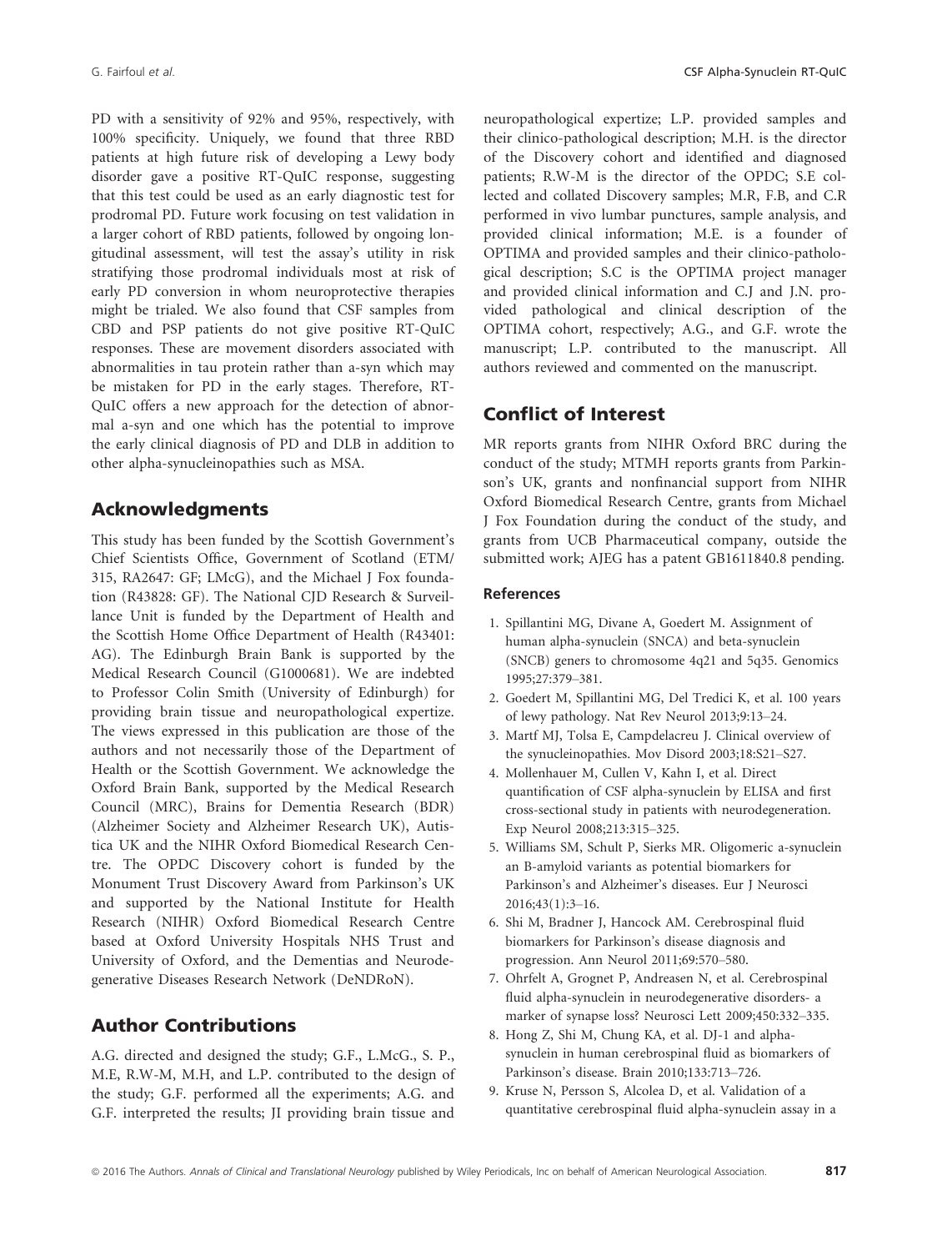PD with a sensitivity of 92% and 95%, respectively, with 100% specificity. Uniquely, we found that three RBD patients at high future risk of developing a Lewy body disorder gave a positive RT-QuIC response, suggesting that this test could be used as an early diagnostic test for prodromal PD. Future work focusing on test validation in a larger cohort of RBD patients, followed by ongoing longitudinal assessment, will test the assay's utility in risk stratifying those prodromal individuals most at risk of early PD conversion in whom neuroprotective therapies might be trialed. We also found that CSF samples from CBD and PSP patients do not give positive RT-QuIC responses. These are movement disorders associated with abnormalities in tau protein rather than a-syn which may be mistaken for PD in the early stages. Therefore, RT-QuIC offers a new approach for the detection of abnormal a-syn and one which has the potential to improve the early clinical diagnosis of PD and DLB in addition to other alpha-synucleinopathies such as MSA.

## Acknowledgments

This study has been funded by the Scottish Government's Chief Scientists Office, Government of Scotland (ETM/315, RA2647: GF; LMcG), and the Michael J Fox foundation (R43828: GF). The National CJD Research & Surveillance Unit is funded by the Department of Health and the Scottish Home Office Department of Health (R43401: AG). The Edinburgh Brain Bank is supported by the Medical Research Council (G1000681). We are indebted to Professor Colin Smith (University of Edinburgh) for providing brain tissue and neuropathological expertize. The views expressed in this publication are those of the authors and not necessarily those of the Department of Health or the Scottish Government. We acknowledge the Oxford Brain Bank, supported by the Medical Research Council (MRC), Brains for Dementia Research (BDR) (Alzheimer Society and Alzheimer Research UK), Autistica UK and the NIHR Oxford Biomedical Research Centre. The OPDC Discovery cohort is funded by the Monument Trust Discovery Award from Parkinson's UK and supported by the National Institute for Health Research (NIHR) Oxford Biomedical Research Centre based at Oxford University Hospitals NHS Trust and University of Oxford, and the Dementias and Neurodegenerative Diseases Research Network (DeNDRoN).

## Author Contributions

A.G. directed and designed the study; G.F., L.McG., S. P., M.E, R.W-M, M.H, and L.P. contributed to the design of the study; G.F. performed all the experiments; A.G. and G.F. interpreted the results; JI providing brain tissue and neuropathological expertize; L.P. provided samples and their clinico-pathological description; M.H. is the director of the Discovery cohort and identified and diagnosed patients; R.W-M is the director of the OPDC; S.E collected and collated Discovery samples; M.R, F.B, and C.R performed in vivo lumbar punctures, sample analysis, and provided clinical information; M.E. is a founder of OPTIMA and provided samples and their clinico-pathological description; S.C is the OPTIMA project manager and provided clinical information and C.J and J.N. provided pathological and clinical description of the OPTIMA cohort, respectively; A.G., and G.F. wrote the manuscript; L.P. contributed to the manuscript. All authors reviewed and commented on the manuscript.

## Conflict of Interest

MR reports grants from NIHR Oxford BRC during the conduct of the study; MTMH reports grants from Parkinson's UK, grants and nonfinancial support from NIHR Oxford Biomedical Research Centre, grants from Michael J Fox Foundation during the conduct of the study, and grants from UCB Pharmaceutical company, outside the submitted work; AJEG has a patent GB1611840.8 pending.

### References

1. Spillantini MG, Divane A, Goedert M. Assignment of human alpha-synuclein (SNCA) and beta-synuclein (SNCB) geners to chromosome 4q21 and 5q35. Genomics 1995;27:379–381.
2. Goedert M, Spillantini MG, Del Tredici K, et al. 100 years of lewy pathology. Nat Rev Neurol 2013;9:13–24.
3. Martf MJ, Tolsa E, Campdelacreu J. Clinical overview of the synucleinopathies. Mov Disord 2003;18:S21–S27.
4. Mollenhauer M, Cullen V, Kahn I, et al. Direct quantification of CSF alpha-synuclein by ELISA and first cross-sectional study in patients with neurodegeneration. Exp Neurol 2008;213:315–325.
5. Williams SM, Schult P, Sierks MR. Oligomeric a-synuclein an B-amyloid variants as potential biomarkers for Parkinson's and Alzheimer's diseases. Eur J Neurosci 2016;43(1):3–16.
6. Shi M, Bradner J, Hancock AM. Cerebrospinal fluid biomarkers for Parkinson's disease diagnosis and progression. Ann Neurol 2011;69:570–580.
7. Ohrfelt A, Grognet P, Andreasen N, et al. Cerebrospinal fluid alpha-synuclein in neurodegenerative disorders- a marker of synapse loss? Neurosci Lett 2009;450:332–335.
8. Hong Z, Shi M, Chung KA, et al. DJ-1 and alpha-synuclein in human cerebrospinal fluid as biomarkers of Parkinson's disease. Brain 2010;133:713–726.
9. Kruse N, Persson S, Alcolea D, et al. Validation of a quantitative cerebrospinal fluid alpha-synuclein assay in a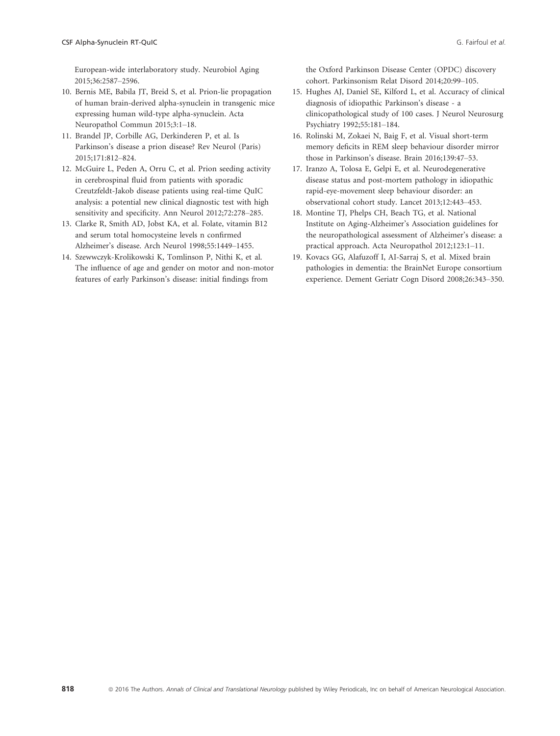European-wide interlaboratory study. Neurobiol Aging 2015;36:2587–2596.

10. Bernis ME, Babila JT, Breid S, et al. Prion-lie propagation of human brain-derived alpha-synuclein in transgenic mice expressing human wild-type alpha-synuclein. Acta Neuropathol Commun 2015;3:1–18.
11. Brandel JP, Corbille AG, Derkinderen P, et al. Is Parkinson's disease a prion disease? Rev Neurol (Paris) 2015;171:812–824.
12. McGuire L, Peden A, Orru C, et al. Prion seeding activity in cerebrospinal fluid from patients with sporadic Creutzfeldt-Jakob disease patients using real-time QuIC analysis: a potential new clinical diagnostic test with high sensitivity and specificity. Ann Neurol 2012;72:278–285.
13. Clarke R, Smith AD, Jobst KA, et al. Folate, vitamin B12 and serum total homocysteine levels n confirmed Alzheimer's disease. Arch Neurol 1998;55:1449–1455.
14. Szewwczyk-Krolikowski K, Tomlinson P, Nithi K, et al. The influence of age and gender on motor and non-motor features of early Parkinson's disease: initial findings from the Oxford Parkinson Disease Center (OPDC) discovery cohort. Parkinsonism Relat Disord 2014;20:99–105.
15. Hughes AJ, Daniel SE, Kilford L, et al. Accuracy of clinical diagnosis of idiopathic Parkinson's disease - a clinicopathological study of 100 cases. J Neurol Neurosurg Psychiatry 1992;55:181–184.
16. Rolinski M, Zokaei N, Baig F, et al. Visual short-term memory deficits in REM sleep behaviour disorder mirror those in Parkinson's disease. Brain 2016;139:47–53.
17. Iranzo A, Tolosa E, Gelpi E, et al. Neurodegenerative disease status and post-mortem pathology in idiopathic rapid-eye-movement sleep behaviour disorder: an observational cohort study. Lancet 2013;12:443–453.
18. Montine TJ, Phelps CH, Beach TG, et al. National Institute on Aging-Alzheimer's Association guidelines for the neuropathological assessment of Alzheimer's disease: a practical approach. Acta Neuropathol 2012;123:1–11.
19. Kovacs GG, Alafuzoff I, AI-Sarraj S, et al. Mixed brain pathologies in dementia: the BrainNet Europe consortium experience. Dement Geriatr Cogn Disord 2008;26:343–350.